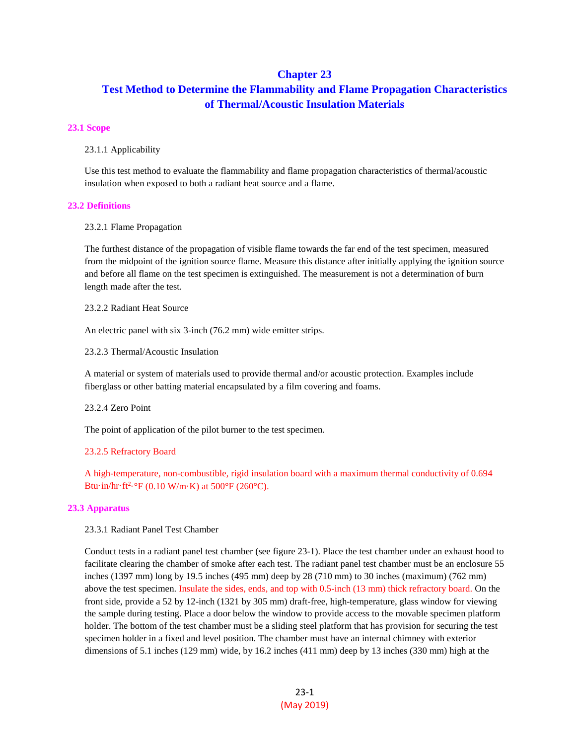# Chapter 23

# Test Method to Determine the Flammability and Flame Propagation Characteristics of Thermal/Acoustic Insulation Materials

## 23.1 Scope

23.1.1 Applicability

Use this test method to evaluate the flammability and flame propagation characteristics of thermal/acoustic insulation when exposed to both a radiant heat source and a flame.

## 23.2 Definitions

23.2.1 Flame Propagation

The furthest distance of the propagation of visible flame towards the far end of the test specimen, measured from the midpoint of the ignition source flame. Measure this distance after initially applying the ignition source and before all flame on the test specimen is extinguished. The measurement is not a determination of burn length made after the test.

23.2.2 Radiant Heat Source

An electric panel with six 3-inch (76.2 mm) wide emitter strips.

23.2.3 Thermal/Acoustic Insulation

A material or system of materials used to provide thermal and/or acoustic protection. Examples include fiberglass or other batting material encapsulated by a film covering and foams.

23.2.4 Zero Point

The point of application of the pilot burner to the test specimen.

23.2.5 Refractory Board

A high-temperature, non-combustible, rigid insulation board with a maximum thermal conductivity of 0.694 Btu·in/hr·ft$^2$·°F (0.10 W/m·K) at 500°F (260°C).

## 23.3 Apparatus

23.3.1 Radiant Panel Test Chamber

Conduct tests in a radiant panel test chamber (see figure 23-1). Place the test chamber under an exhaust hood to facilitate clearing the chamber of smoke after each test. The radiant panel test chamber must be an enclosure 55 inches (1397 mm) long by 19.5 inches (495 mm) deep by 28 (710 mm) to 30 inches (maximum) (762 mm) above the test specimen. Insulate the sides, ends, and top with 0.5-inch (13 mm) thick refractory board. On the front side, provide a 52 by 12-inch (1321 by 305 mm) draft-free, high-temperature, glass window for viewing the sample during testing. Place a door below the window to provide access to the movable specimen platform holder. The bottom of the test chamber must be a sliding steel platform that has provision for securing the test specimen holder in a fixed and level position. The chamber must have an internal chimney with exterior dimensions of 5.1 inches (129 mm) wide, by 16.2 inches (411 mm) deep by 13 inches (330 mm) high at the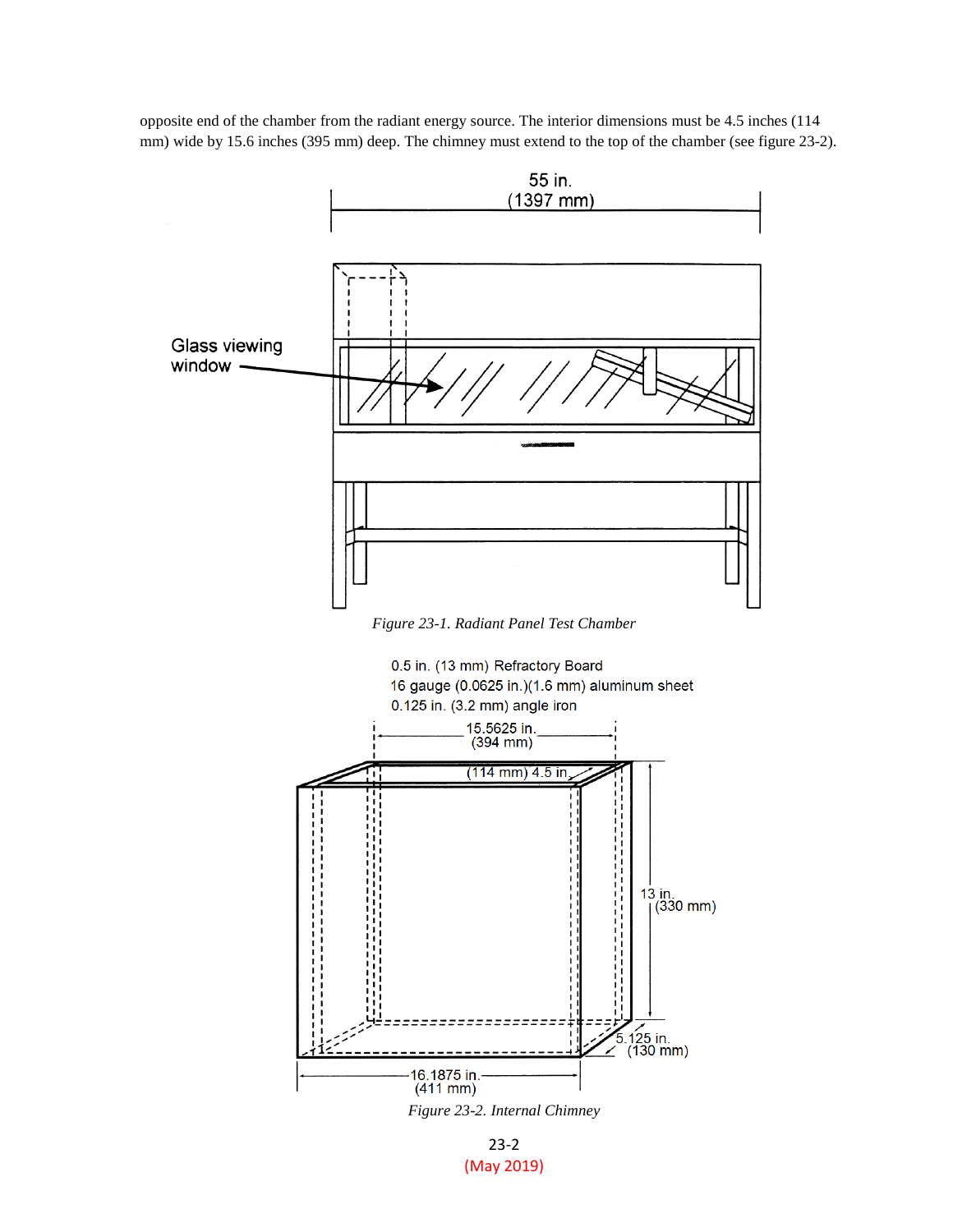opposite end of the chamber from the radiant energy source. The interior dimensions must be 4.5 inches (114 mm) wide by 15.6 inches (395 mm) deep. The chimney must extend to the top of the chamber (see figure 23-2).

*Figure 23-1. Radiant Panel Test Chamber*

*Figure 23-2. Internal Chimney*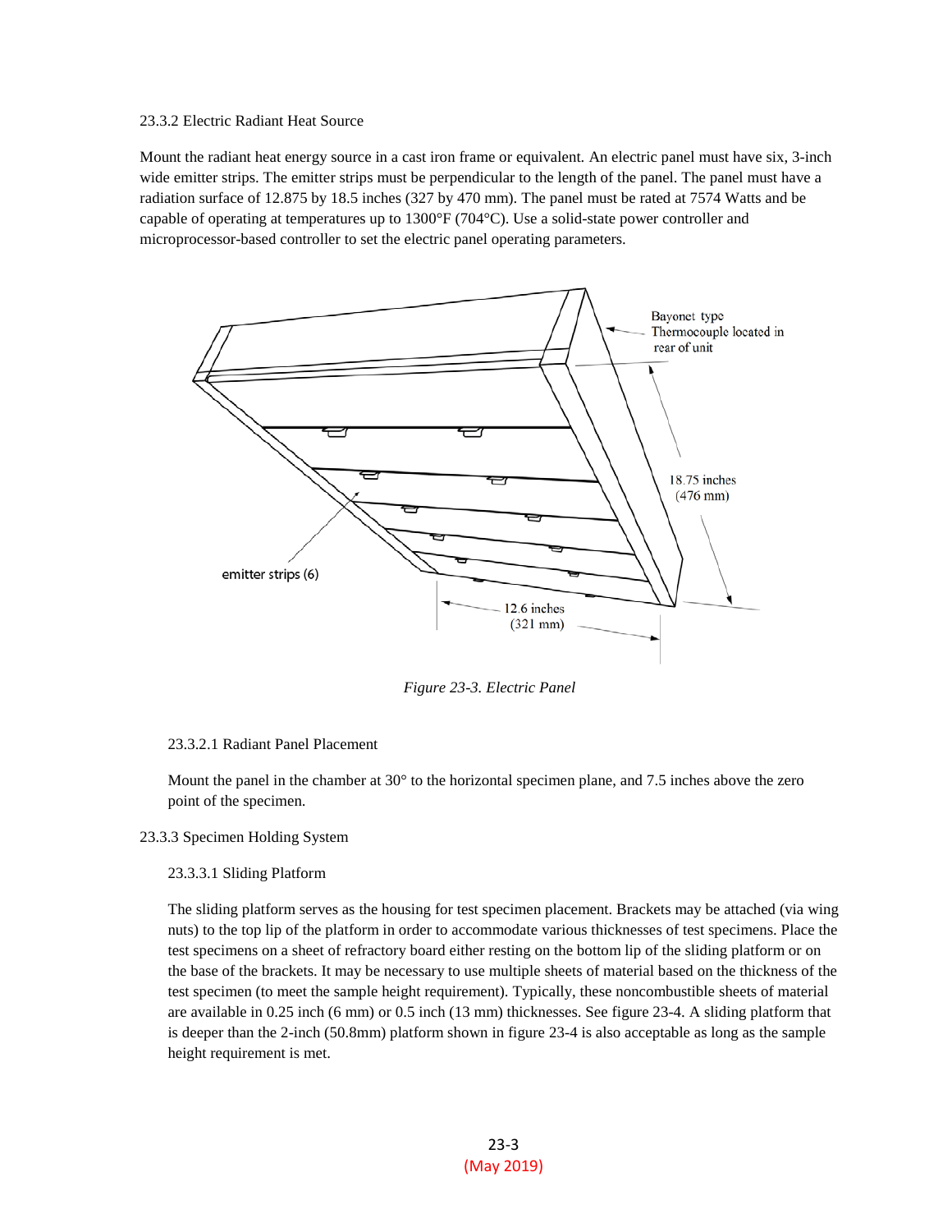23.3.2 Electric Radiant Heat Source

Mount the radiant heat energy source in a cast iron frame or equivalent. An electric panel must have six, 3-inch wide emitter strips. The emitter strips must be perpendicular to the length of the panel. The panel must have a radiation surface of 12.875 by 18.5 inches (327 by 470 mm). The panel must be rated at 7574 Watts and be capable of operating at temperatures up to 1300°F (704°C). Use a solid-state power controller and microprocessor-based controller to set the electric panel operating parameters.

*Figure 23-3. Electric Panel*

23.3.2.1 Radiant Panel Placement

Mount the panel in the chamber at 30° to the horizontal specimen plane, and 7.5 inches above the zero point of the specimen.

23.3.3 Specimen Holding System

23.3.3.1 Sliding Platform

The sliding platform serves as the housing for test specimen placement. Brackets may be attached (via wing nuts) to the top lip of the platform in order to accommodate various thicknesses of test specimens. Place the test specimens on a sheet of refractory board either resting on the bottom lip of the sliding platform or on the base of the brackets. It may be necessary to use multiple sheets of material based on the thickness of the test specimen (to meet the sample height requirement). Typically, these noncombustible sheets of material are available in 0.25 inch (6 mm) or 0.5 inch (13 mm) thicknesses. See figure 23-4. A sliding platform that is deeper than the 2-inch (50.8mm) platform shown in figure 23-4 is also acceptable as long as the sample height requirement is met.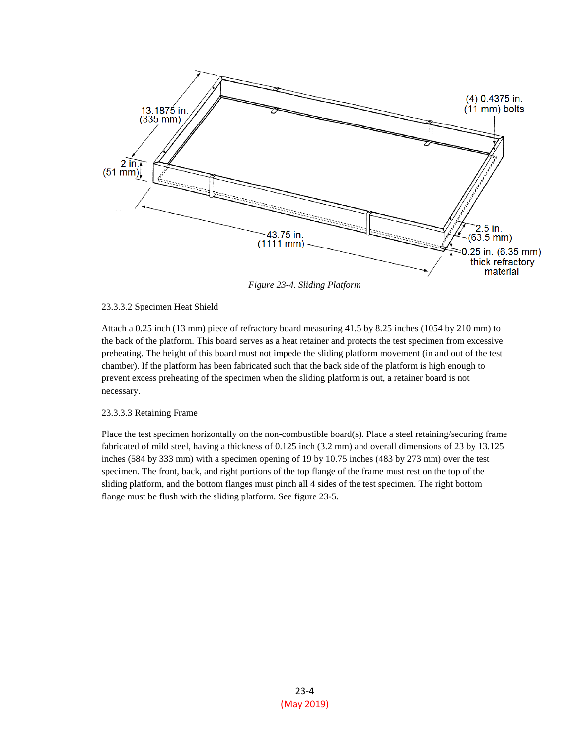*Figure 23-4. Sliding Platform*

23.3.3.2 Specimen Heat Shield

Attach a 0.25 inch (13 mm) piece of refractory board measuring 41.5 by 8.25 inches (1054 by 210 mm) to the back of the platform. This board serves as a heat retainer and protects the test specimen from excessive preheating. The height of this board must not impede the sliding platform movement (in and out of the test chamber). If the platform has been fabricated such that the back side of the platform is high enough to prevent excess preheating of the specimen when the sliding platform is out, a retainer board is not necessary.

23.3.3.3 Retaining Frame

Place the test specimen horizontally on the non-combustible board(s). Place a steel retaining/securing frame fabricated of mild steel, having a thickness of 0.125 inch (3.2 mm) and overall dimensions of 23 by 13.125 inches (584 by 333 mm) with a specimen opening of 19 by 10.75 inches (483 by 273 mm) over the test specimen. The front, back, and right portions of the top flange of the frame must rest on the top of the sliding platform, and the bottom flanges must pinch all 4 sides of the test specimen. The right bottom flange must be flush with the sliding platform. See figure 23-5.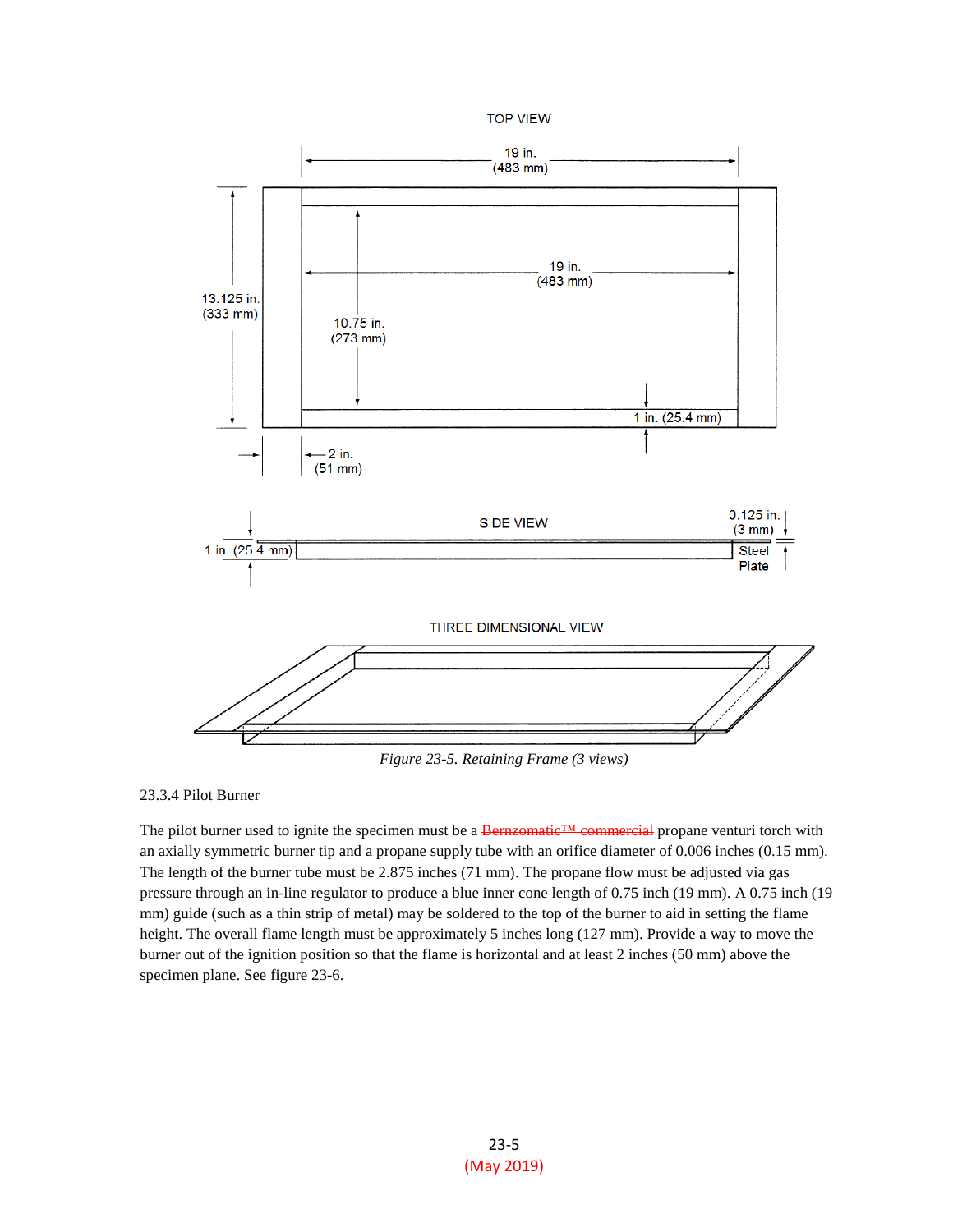TOP VIEW

19 in. (483 mm)

13.125 in. (333 mm)

19 in. (483 mm)

10.75 in. (273 mm)

1 in. (25.4 mm)

2 in. (51 mm)

SIDE VIEW

0.125 in. (3 mm)

1 in. (25.4 mm)

Steel Plate

THREE DIMENSIONAL VIEW

*Figure 23-5. Retaining Frame (3 views)*

23.3.4 Pilot Burner

The pilot burner used to ignite the specimen must be a ~~Bernzomatic™ commercial~~ propane venturi torch with an axially symmetric burner tip and a propane supply tube with an orifice diameter of 0.006 inches (0.15 mm). The length of the burner tube must be 2.875 inches (71 mm). The propane flow must be adjusted via gas pressure through an in-line regulator to produce a blue inner cone length of 0.75 inch (19 mm). A 0.75 inch (19 mm) guide (such as a thin strip of metal) may be soldered to the top of the burner to aid in setting the flame height. The overall flame length must be approximately 5 inches long (127 mm). Provide a way to move the burner out of the ignition position so that the flame is horizontal and at least 2 inches (50 mm) above the specimen plane. See figure 23-6.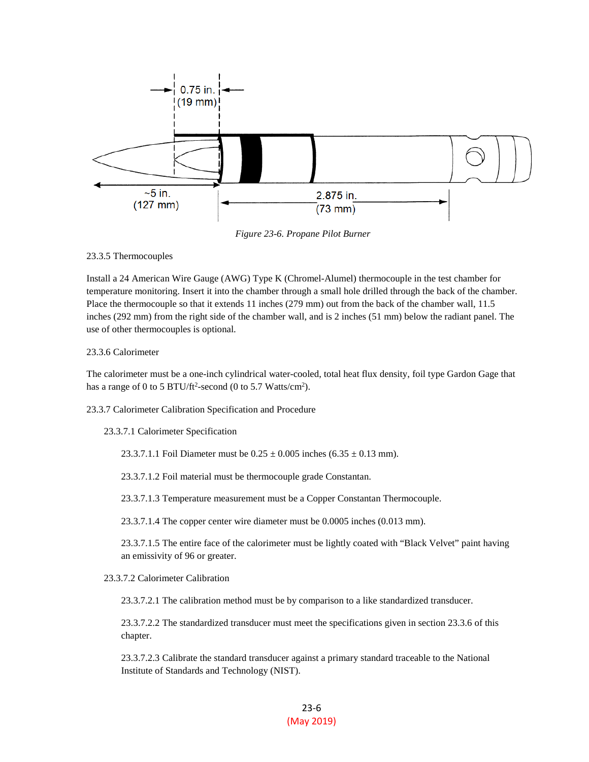*Figure 23-6. Propane Pilot Burner*

23.3.5 Thermocouples

Install a 24 American Wire Gauge (AWG) Type K (Chromel-Alumel) thermocouple in the test chamber for temperature monitoring. Insert it into the chamber through a small hole drilled through the back of the chamber. Place the thermocouple so that it extends 11 inches (279 mm) out from the back of the chamber wall, 11.5 inches (292 mm) from the right side of the chamber wall, and is 2 inches (51 mm) below the radiant panel. The use of other thermocouples is optional.

23.3.6 Calorimeter

The calorimeter must be a one-inch cylindrical water-cooled, total heat flux density, foil type Gardon Gage that has a range of 0 to 5 BTU/ft$^2$-second (0 to 5.7 Watts/cm$^2$).

23.3.7 Calorimeter Calibration Specification and Procedure

23.3.7.1 Calorimeter Specification

23.3.7.1.1 Foil Diameter must be 0.25 ± 0.005 inches (6.35 ± 0.13 mm).

23.3.7.1.2 Foil material must be thermocouple grade Constantan.

23.3.7.1.3 Temperature measurement must be a Copper Constantan Thermocouple.

23.3.7.1.4 The copper center wire diameter must be 0.0005 inches (0.013 mm).

23.3.7.1.5 The entire face of the calorimeter must be lightly coated with "Black Velvet" paint having an emissivity of 96 or greater.

23.3.7.2 Calorimeter Calibration

23.3.7.2.1 The calibration method must be by comparison to a like standardized transducer.

23.3.7.2.2 The standardized transducer must meet the specifications given in section 23.3.6 of this chapter.

23.3.7.2.3 Calibrate the standard transducer against a primary standard traceable to the National Institute of Standards and Technology (NIST).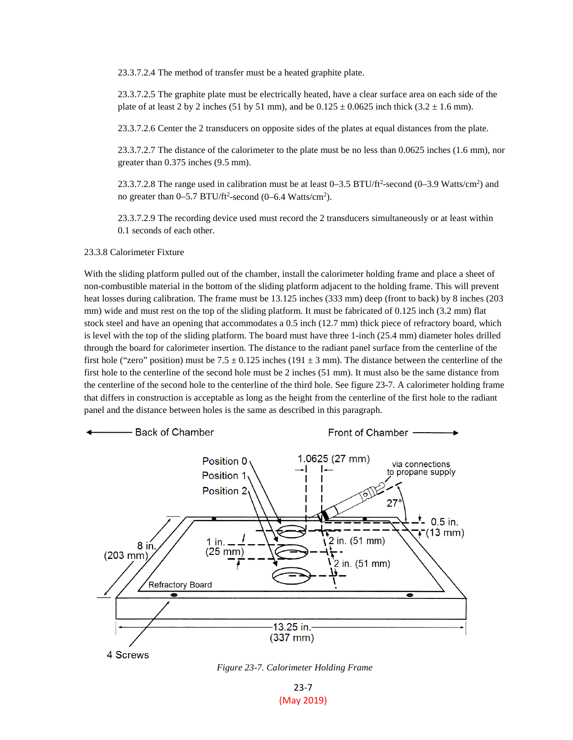23.3.7.2.4 The method of transfer must be a heated graphite plate.

23.3.7.2.5 The graphite plate must be electrically heated, have a clear surface area on each side of the plate of at least 2 by 2 inches (51 by 51 mm), and be 0.125 ± 0.0625 inch thick (3.2 ± 1.6 mm).

23.3.7.2.6 Center the 2 transducers on opposite sides of the plates at equal distances from the plate.

23.3.7.2.7 The distance of the calorimeter to the plate must be no less than 0.0625 inches (1.6 mm), nor greater than 0.375 inches (9.5 mm).

23.3.7.2.8 The range used in calibration must be at least 0–3.5 BTU/ft$^2$-second (0–3.9 Watts/cm$^2$) and no greater than 0–5.7 BTU/ft$^2$-second (0–6.4 Watts/cm$^2$).

23.3.7.2.9 The recording device used must record the 2 transducers simultaneously or at least within 0.1 seconds of each other.

23.3.8 Calorimeter Fixture

With the sliding platform pulled out of the chamber, install the calorimeter holding frame and place a sheet of non-combustible material in the bottom of the sliding platform adjacent to the holding frame. This will prevent heat losses during calibration. The frame must be 13.125 inches (333 mm) deep (front to back) by 8 inches (203 mm) wide and must rest on the top of the sliding platform. It must be fabricated of 0.125 inch (3.2 mm) flat stock steel and have an opening that accommodates a 0.5 inch (12.7 mm) thick piece of refractory board, which is level with the top of the sliding platform. The board must have three 1-inch (25.4 mm) diameter holes drilled through the board for calorimeter insertion. The distance to the radiant panel surface from the centerline of the first hole ("zero" position) must be 7.5 ± 0.125 inches (191 ± 3 mm). The distance between the centerline of the first hole to the centerline of the second hole must be 2 inches (51 mm). It must also be the same distance from the centerline of the second hole to the centerline of the third hole. See figure 23-7. A calorimeter holding frame that differs in construction is acceptable as long as the height from the centerline of the first hole to the radiant panel and the distance between holes is the same as described in this paragraph.

*Figure 23-7. Calorimeter Holding Frame*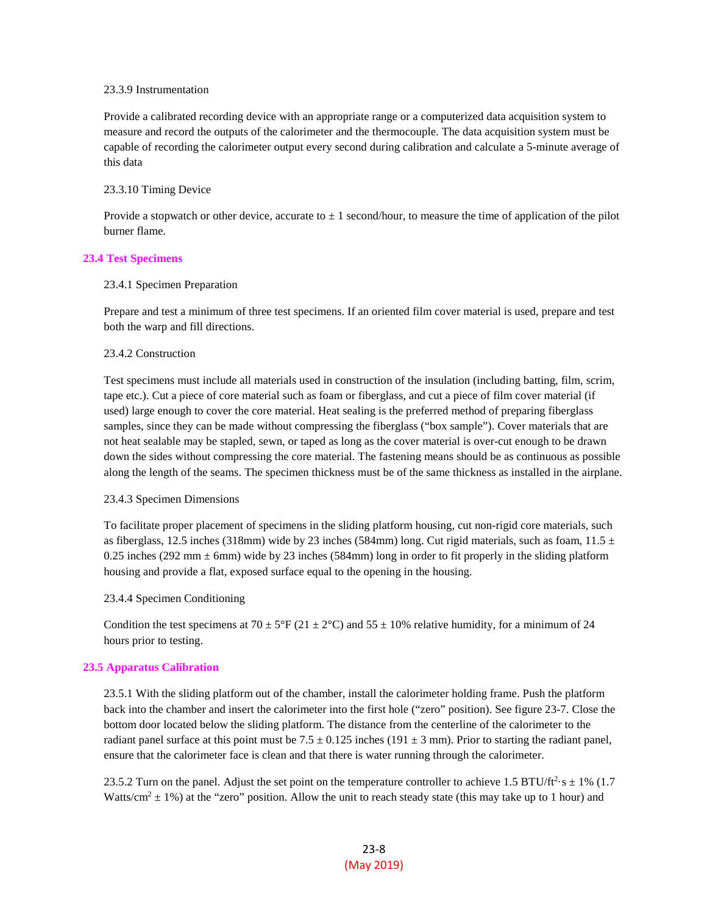23.3.9 Instrumentation

Provide a calibrated recording device with an appropriate range or a computerized data acquisition system to measure and record the outputs of the calorimeter and the thermocouple. The data acquisition system must be capable of recording the calorimeter output every second during calibration and calculate a 5-minute average of this data

23.3.10 Timing Device

Provide a stopwatch or other device, accurate to ± 1 second/hour, to measure the time of application of the pilot burner flame.

## 23.4 Test Specimens

23.4.1 Specimen Preparation

Prepare and test a minimum of three test specimens. If an oriented film cover material is used, prepare and test both the warp and fill directions.

23.4.2 Construction

Test specimens must include all materials used in construction of the insulation (including batting, film, scrim, tape etc.). Cut a piece of core material such as foam or fiberglass, and cut a piece of film cover material (if used) large enough to cover the core material. Heat sealing is the preferred method of preparing fiberglass samples, since they can be made without compressing the fiberglass ("box sample"). Cover materials that are not heat sealable may be stapled, sewn, or taped as long as the cover material is over-cut enough to be drawn down the sides without compressing the core material. The fastening means should be as continuous as possible along the length of the seams. The specimen thickness must be of the same thickness as installed in the airplane.

23.4.3 Specimen Dimensions

To facilitate proper placement of specimens in the sliding platform housing, cut non-rigid core materials, such as fiberglass, 12.5 inches (318mm) wide by 23 inches (584mm) long. Cut rigid materials, such as foam, 11.5 ± 0.25 inches (292 mm ± 6mm) wide by 23 inches (584mm) long in order to fit properly in the sliding platform housing and provide a flat, exposed surface equal to the opening in the housing.

23.4.4 Specimen Conditioning

Condition the test specimens at 70 ± 5°F (21 ± 2°C) and 55 ± 10% relative humidity, for a minimum of 24 hours prior to testing.

## 23.5 Apparatus Calibration

23.5.1 With the sliding platform out of the chamber, install the calorimeter holding frame. Push the platform back into the chamber and insert the calorimeter into the first hole ("zero" position). See figure 23-7. Close the bottom door located below the sliding platform. The distance from the centerline of the calorimeter to the radiant panel surface at this point must be 7.5 ± 0.125 inches (191 ± 3 mm). Prior to starting the radiant panel, ensure that the calorimeter face is clean and that there is water running through the calorimeter.

23.5.2 Turn on the panel. Adjust the set point on the temperature controller to achieve 1.5 BTU/$ft^2 \cdot s$ ± 1% (1.7 Watts/$cm^2$ ± 1%) at the "zero" position. Allow the unit to reach steady state (this may take up to 1 hour) and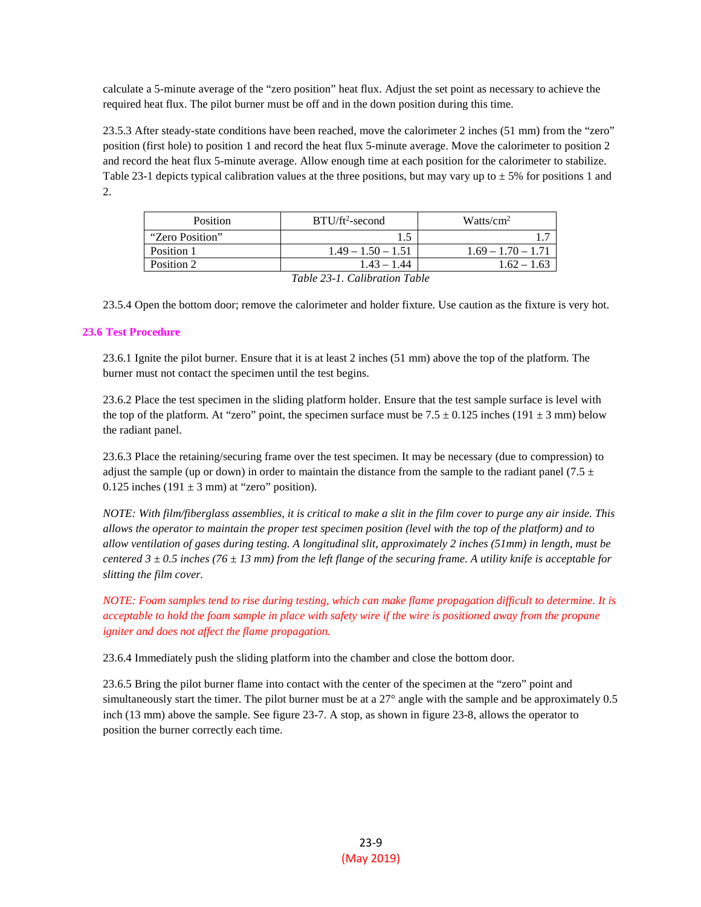calculate a 5-minute average of the "zero position" heat flux. Adjust the set point as necessary to achieve the required heat flux. The pilot burner must be off and in the down position during this time.

23.5.3 After steady-state conditions have been reached, move the calorimeter 2 inches (51 mm) from the "zero" position (first hole) to position 1 and record the heat flux 5-minute average. Move the calorimeter to position 2 and record the heat flux 5-minute average. Allow enough time at each position for the calorimeter to stabilize. Table 23-1 depicts typical calibration values at the three positions, but may vary up to ± 5% for positions 1 and 2.

| Position | $BTU/ft^2$-second | $Watts/cm^2$ |
|---|---|---|
| "Zero Position" | 1.5 | 1.7 |
| Position 1 | 1.49 – 1.50 – 1.51 | 1.69 – 1.70 – 1.71 |
| Position 2 | 1.43 – 1.44 | 1.62 – 1.63 |

*Table 23-1. Calibration Table*

23.5.4 Open the bottom door; remove the calorimeter and holder fixture. Use caution as the fixture is very hot.

## 23.6 Test Procedure

23.6.1 Ignite the pilot burner. Ensure that it is at least 2 inches (51 mm) above the top of the platform. The burner must not contact the specimen until the test begins.

23.6.2 Place the test specimen in the sliding platform holder. Ensure that the test sample surface is level with the top of the platform. At "zero" point, the specimen surface must be 7.5 ± 0.125 inches (191 ± 3 mm) below the radiant panel.

23.6.3 Place the retaining/securing frame over the test specimen. It may be necessary (due to compression) to adjust the sample (up or down) in order to maintain the distance from the sample to the radiant panel (7.5 ± 0.125 inches (191 ± 3 mm) at "zero" position).

*NOTE: With film/fiberglass assemblies, it is critical to make a slit in the film cover to purge any air inside. This allows the operator to maintain the proper test specimen position (level with the top of the platform) and to allow ventilation of gases during testing. A longitudinal slit, approximately 2 inches (51mm) in length, must be centered 3 ± 0.5 inches (76 ± 13 mm) from the left flange of the securing frame. A utility knife is acceptable for slitting the film cover.*

*NOTE: Foam samples tend to rise during testing, which can make flame propagation difficult to determine. It is acceptable to hold the foam sample in place with safety wire if the wire is positioned away from the propane igniter and does not affect the flame propagation.*

23.6.4 Immediately push the sliding platform into the chamber and close the bottom door.

23.6.5 Bring the pilot burner flame into contact with the center of the specimen at the "zero" point and simultaneously start the timer. The pilot burner must be at a 27° angle with the sample and be approximately 0.5 inch (13 mm) above the sample. See figure 23-7. A stop, as shown in figure 23-8, allows the operator to position the burner correctly each time.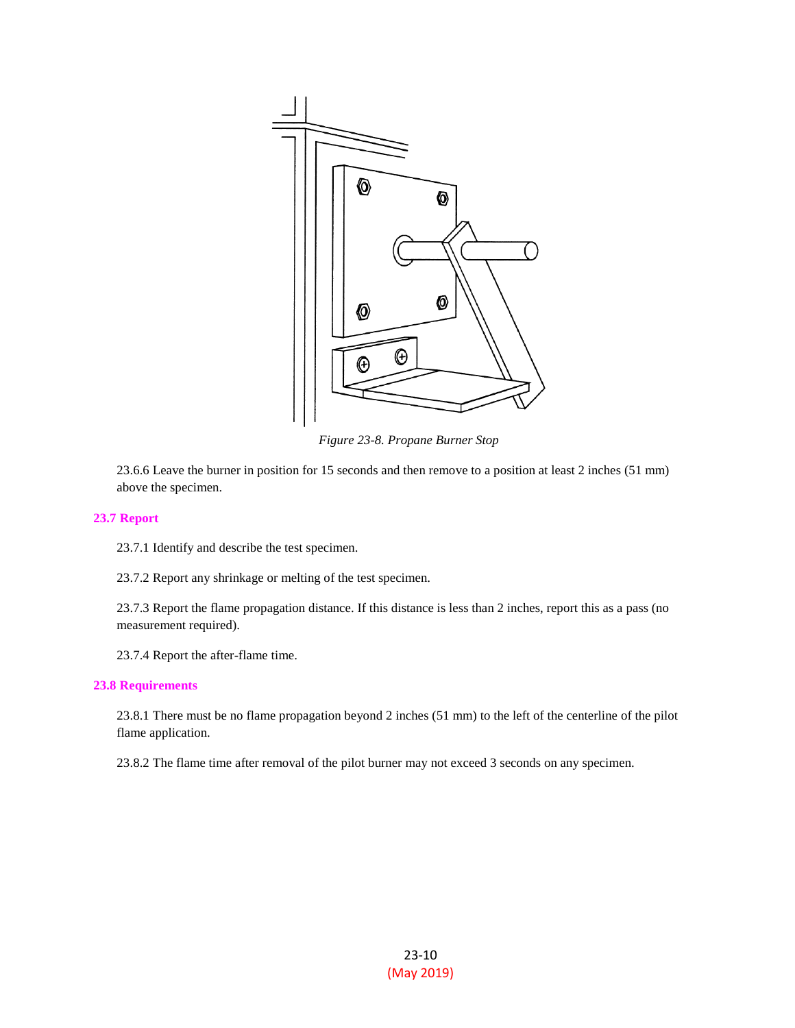*Figure 23-8. Propane Burner Stop*

23.6.6 Leave the burner in position for 15 seconds and then remove to a position at least 2 inches (51 mm) above the specimen.

### 23.7 Report

23.7.1 Identify and describe the test specimen.

23.7.2 Report any shrinkage or melting of the test specimen.

23.7.3 Report the flame propagation distance. If this distance is less than 2 inches, report this as a pass (no measurement required).

23.7.4 Report the after-flame time.

### 23.8 Requirements

23.8.1 There must be no flame propagation beyond 2 inches (51 mm) to the left of the centerline of the pilot flame application.

23.8.2 The flame time after removal of the pilot burner may not exceed 3 seconds on any specimen.